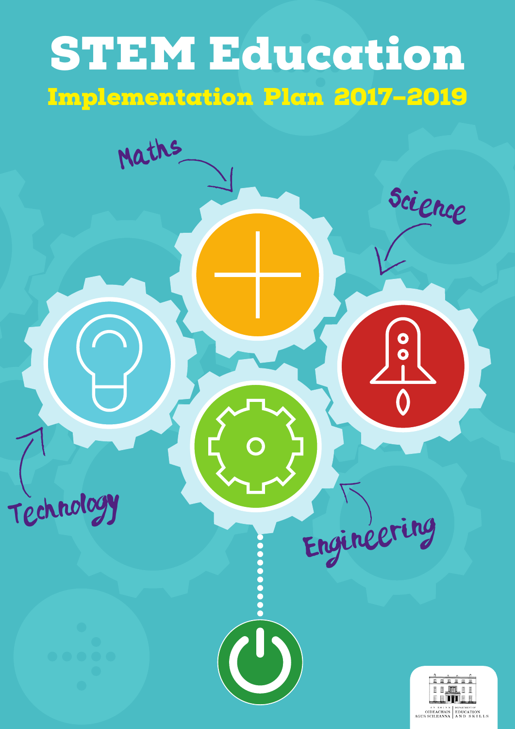# STEM Education

## Implementation Plan 2017–2019

Maths

Science

Technology

Engineering

AN ROINN OIDEACHAIS AGUS SCILEANNA | DEPARTMENT OF EDUCATION AND SKILLS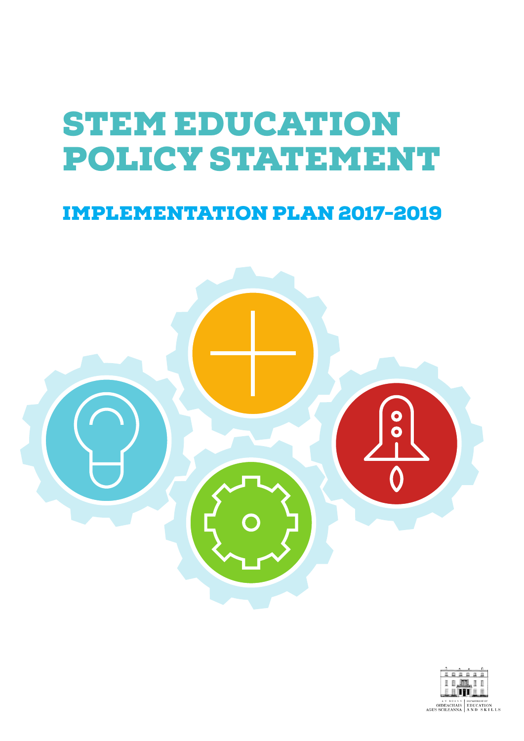# STEM EDUCATION POLICY STATEMENT

## IMPLEMENTATION PLAN 2017-2019

AN ROINN OIDEACHAIS AGUS SCILEANNA | DEPARTMENT OF EDUCATION AND SKILLS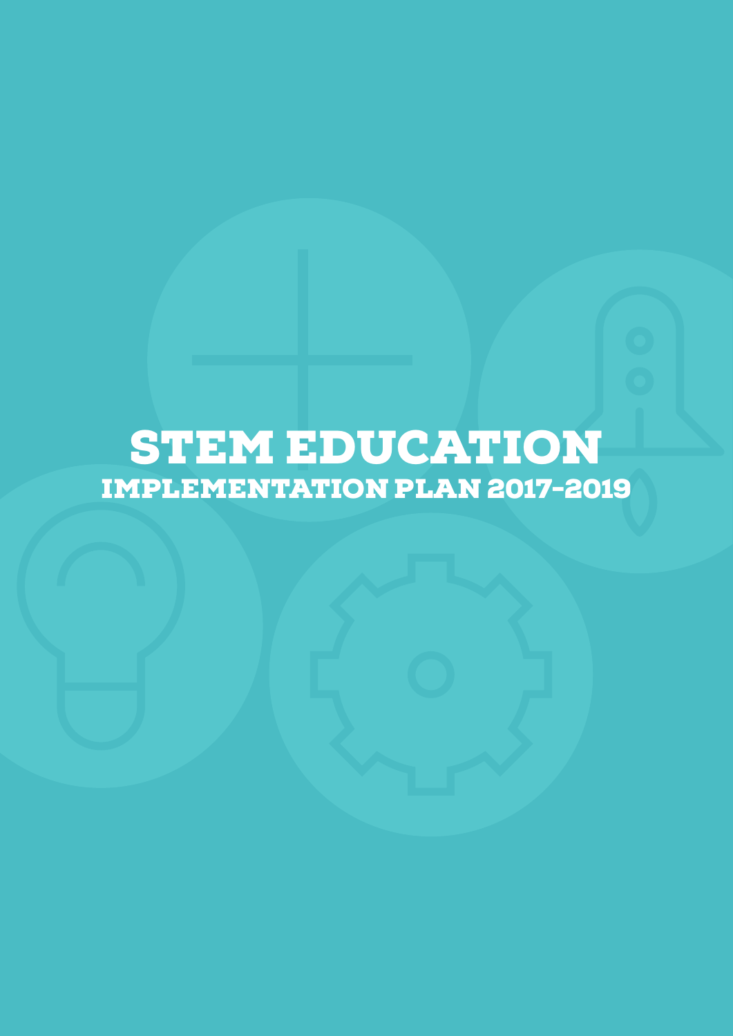# STEM EDUCATION

## IMPLEMENTATION PLAN 2017-2019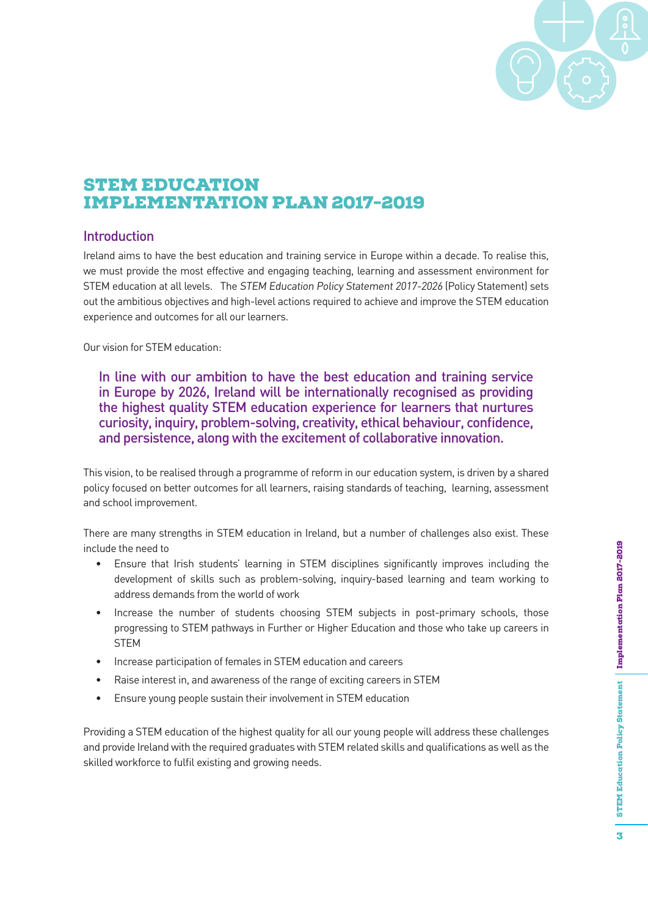# STEM EDUCATION IMPLEMENTATION PLAN 2017-2019

## Introduction

Ireland aims to have the best education and training service in Europe within a decade. To realise this, we must provide the most effective and engaging teaching, learning and assessment environment for STEM education at all levels. The *STEM Education Policy Statement 2017-2026* (Policy Statement) sets out the ambitious objectives and high-level actions required to achieve and improve the STEM education experience and outcomes for all our learners.

Our vision for STEM education:

> In line with our ambition to have the best education and training service in Europe by 2026, Ireland will be internationally recognised as providing the highest quality STEM education experience for learners that nurtures curiosity, inquiry, problem-solving, creativity, ethical behaviour, confidence, and persistence, along with the excitement of collaborative innovation.

This vision, to be realised through a programme of reform in our education system, is driven by a shared policy focused on better outcomes for all learners, raising standards of teaching, learning, assessment and school improvement.

There are many strengths in STEM education in Ireland, but a number of challenges also exist. These include the need to

- Ensure that Irish students' learning in STEM disciplines significantly improves including the development of skills such as problem-solving, inquiry-based learning and team working to address demands from the world of work
- Increase the number of students choosing STEM subjects in post-primary schools, those progressing to STEM pathways in Further or Higher Education and those who take up careers in STEM
- Increase participation of females in STEM education and careers
- Raise interest in, and awareness of the range of exciting careers in STEM
- Ensure young people sustain their involvement in STEM education

Providing a STEM education of the highest quality for all our young people will address these challenges and provide Ireland with the required graduates with STEM related skills and qualifications as well as the skilled workforce to fulfil existing and growing needs.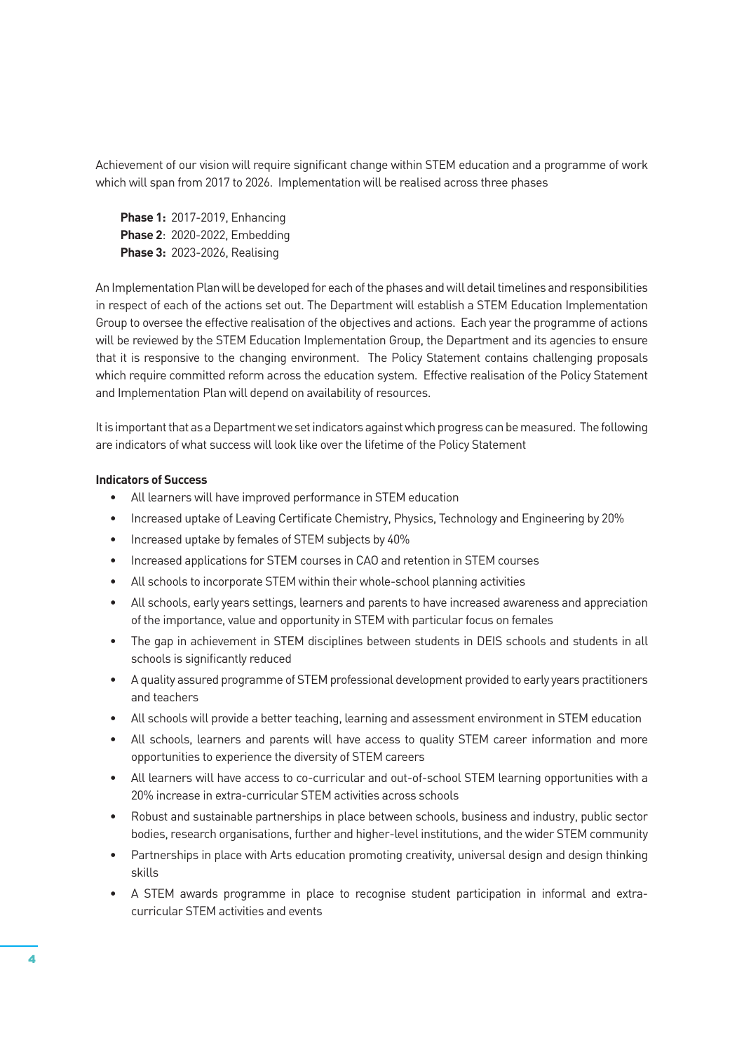Achievement of our vision will require significant change within STEM education and a programme of work which will span from 2017 to 2026. Implementation will be realised across three phases

**Phase 1:** 2017-2019, Enhancing
**Phase 2**: 2020-2022, Embedding
**Phase 3:** 2023-2026, Realising

An Implementation Plan will be developed for each of the phases and will detail timelines and responsibilities in respect of each of the actions set out. The Department will establish a STEM Education Implementation Group to oversee the effective realisation of the objectives and actions. Each year the programme of actions will be reviewed by the STEM Education Implementation Group, the Department and its agencies to ensure that it is responsive to the changing environment. The Policy Statement contains challenging proposals which require committed reform across the education system. Effective realisation of the Policy Statement and Implementation Plan will depend on availability of resources.

It is important that as a Department we set indicators against which progress can be measured. The following are indicators of what success will look like over the lifetime of the Policy Statement

**Indicators of Success**

- All learners will have improved performance in STEM education
- Increased uptake of Leaving Certificate Chemistry, Physics, Technology and Engineering by 20%
- Increased uptake by females of STEM subjects by 40%
- Increased applications for STEM courses in CAO and retention in STEM courses
- All schools to incorporate STEM within their whole-school planning activities
- All schools, early years settings, learners and parents to have increased awareness and appreciation of the importance, value and opportunity in STEM with particular focus on females
- The gap in achievement in STEM disciplines between students in DEIS schools and students in all schools is significantly reduced
- A quality assured programme of STEM professional development provided to early years practitioners and teachers
- All schools will provide a better teaching, learning and assessment environment in STEM education
- All schools, learners and parents will have access to quality STEM career information and more opportunities to experience the diversity of STEM careers
- All learners will have access to co-curricular and out-of-school STEM learning opportunities with a 20% increase in extra-curricular STEM activities across schools
- Robust and sustainable partnerships in place between schools, business and industry, public sector bodies, research organisations, further and higher-level institutions, and the wider STEM community
- Partnerships in place with Arts education promoting creativity, universal design and design thinking skills
- A STEM awards programme in place to recognise student participation in informal and extra-curricular STEM activities and events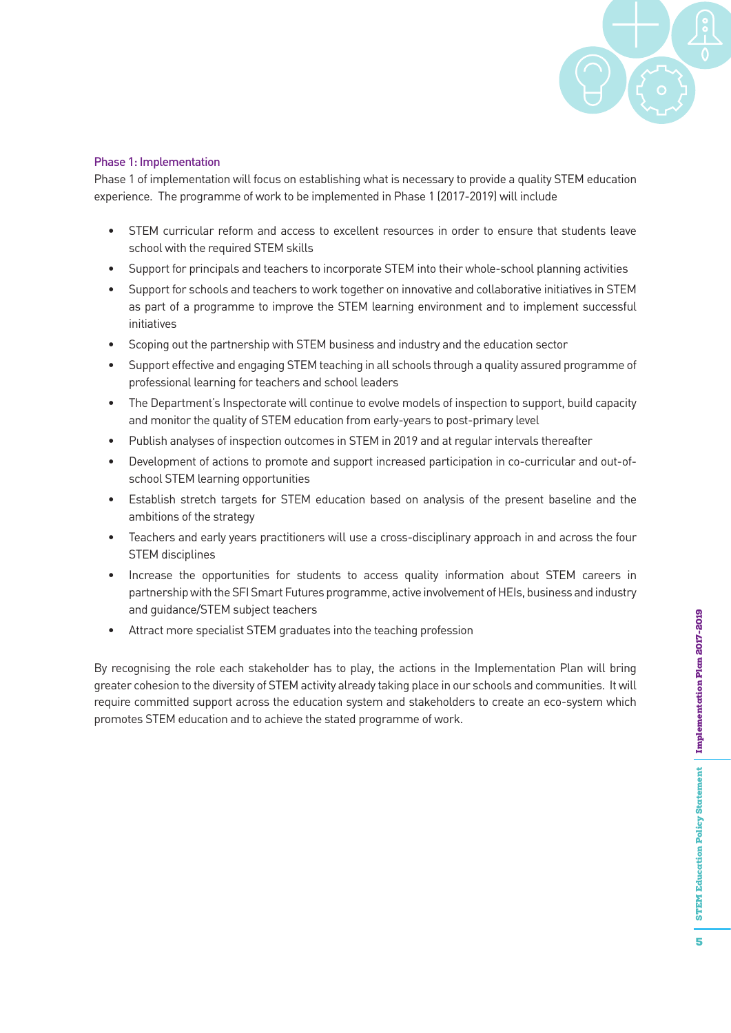### Phase 1: Implementation

Phase 1 of implementation will focus on establishing what is necessary to provide a quality STEM education experience. The programme of work to be implemented in Phase 1 (2017-2019) will include

- STEM curricular reform and access to excellent resources in order to ensure that students leave school with the required STEM skills
- Support for principals and teachers to incorporate STEM into their whole-school planning activities
- Support for schools and teachers to work together on innovative and collaborative initiatives in STEM as part of a programme to improve the STEM learning environment and to implement successful initiatives
- Scoping out the partnership with STEM business and industry and the education sector
- Support effective and engaging STEM teaching in all schools through a quality assured programme of professional learning for teachers and school leaders
- The Department's Inspectorate will continue to evolve models of inspection to support, build capacity and monitor the quality of STEM education from early-years to post-primary level
- Publish analyses of inspection outcomes in STEM in 2019 and at regular intervals thereafter
- Development of actions to promote and support increased participation in co-curricular and out-of-school STEM learning opportunities
- Establish stretch targets for STEM education based on analysis of the present baseline and the ambitions of the strategy
- Teachers and early years practitioners will use a cross-disciplinary approach in and across the four STEM disciplines
- Increase the opportunities for students to access quality information about STEM careers in partnership with the SFI Smart Futures programme, active involvement of HEIs, business and industry and guidance/STEM subject teachers
- Attract more specialist STEM graduates into the teaching profession

By recognising the role each stakeholder has to play, the actions in the Implementation Plan will bring greater cohesion to the diversity of STEM activity already taking place in our schools and communities. It will require committed support across the education system and stakeholders to create an eco-system which promotes STEM education and to achieve the stated programme of work.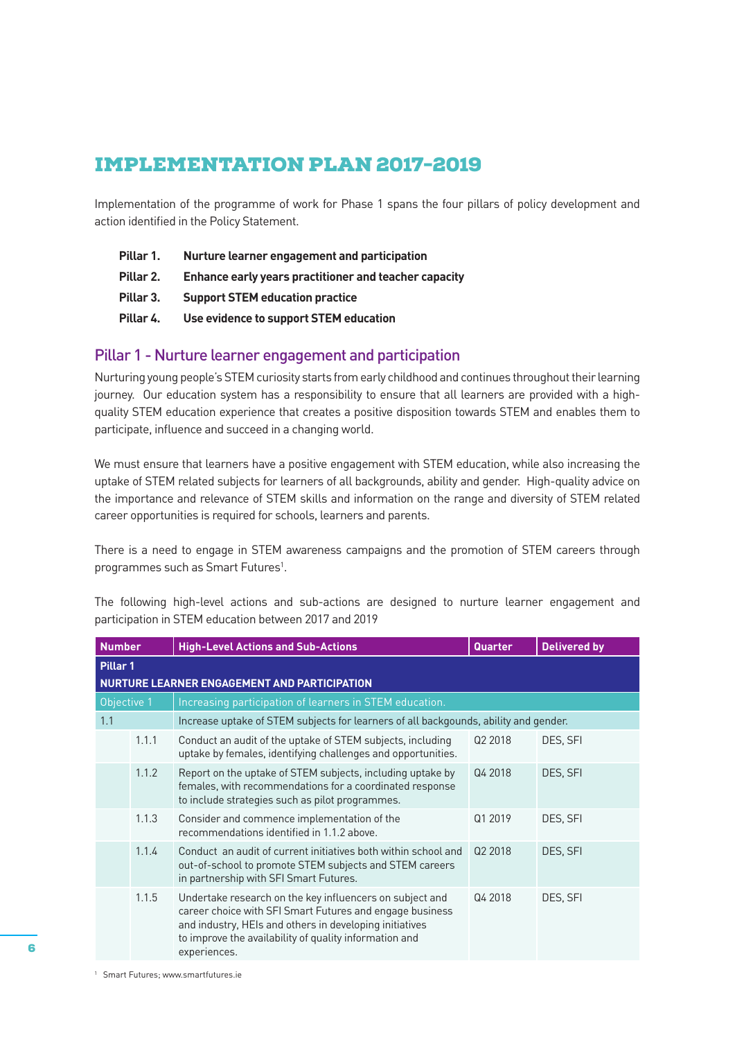# IMPLEMENTATION PLAN 2017-2019

Implementation of the programme of work for Phase 1 spans the four pillars of policy development and action identified in the Policy Statement.

**Pillar 1.** **Nurture learner engagement and participation**

**Pillar 2.** **Enhance early years practitioner and teacher capacity**

**Pillar 3.** **Support STEM education practice**

**Pillar 4.** **Use evidence to support STEM education**

## Pillar 1 - Nurture learner engagement and participation

Nurturing young people's STEM curiosity starts from early childhood and continues throughout their learning journey. Our education system has a responsibility to ensure that all learners are provided with a high-quality STEM education experience that creates a positive disposition towards STEM and enables them to participate, influence and succeed in a changing world.

We must ensure that learners have a positive engagement with STEM education, while also increasing the uptake of STEM related subjects for learners of all backgrounds, ability and gender. High-quality advice on the importance and relevance of STEM skills and information on the range and diversity of STEM related career opportunities is required for schools, learners and parents.

There is a need to engage in STEM awareness campaigns and the promotion of STEM careers through programmes such as Smart Futures[1].

The following high-level actions and sub-actions are designed to nurture learner engagement and participation in STEM education between 2017 and 2019

| Number | | High-Level Actions and Sub-Actions | Quarter | Delivered by |
|---|---|---|---|---|
| **Pillar 1 NURTURE LEARNER ENGAGEMENT AND PARTICIPATION** | | | | |
| Objective 1 | | Increasing participation of learners in STEM education. | | |
| 1.1 | | Increase uptake of STEM subjects for learners of all backgounds, ability and gender. | | |
| | 1.1.1 | Conduct an audit of the uptake of STEM subjects, including uptake by females, identifying challenges and opportunities. | Q2 2018 | DES, SFI |
| | 1.1.2 | Report on the uptake of STEM subjects, including uptake by females, with recommendations for a coordinated response to include strategies such as pilot programmes. | Q4 2018 | DES, SFI |
| | 1.1.3 | Consider and commence implementation of the recommendations identified in 1.1.2 above. | Q1 2019 | DES, SFI |
| | 1.1.4 | Conduct an audit of current initiatives both within school and out-of-school to promote STEM subjects and STEM careers in partnership with SFI Smart Futures. | Q2 2018 | DES, SFI |
| | 1.1.5 | Undertake research on the key influencers on subject and career choice with SFI Smart Futures and engage business and industry, HEIs and others in developing initiatives to improve the availability of quality information and experiences. | Q4 2018 | DES, SFI |

[1] Smart Futures; www.smartfutures.ie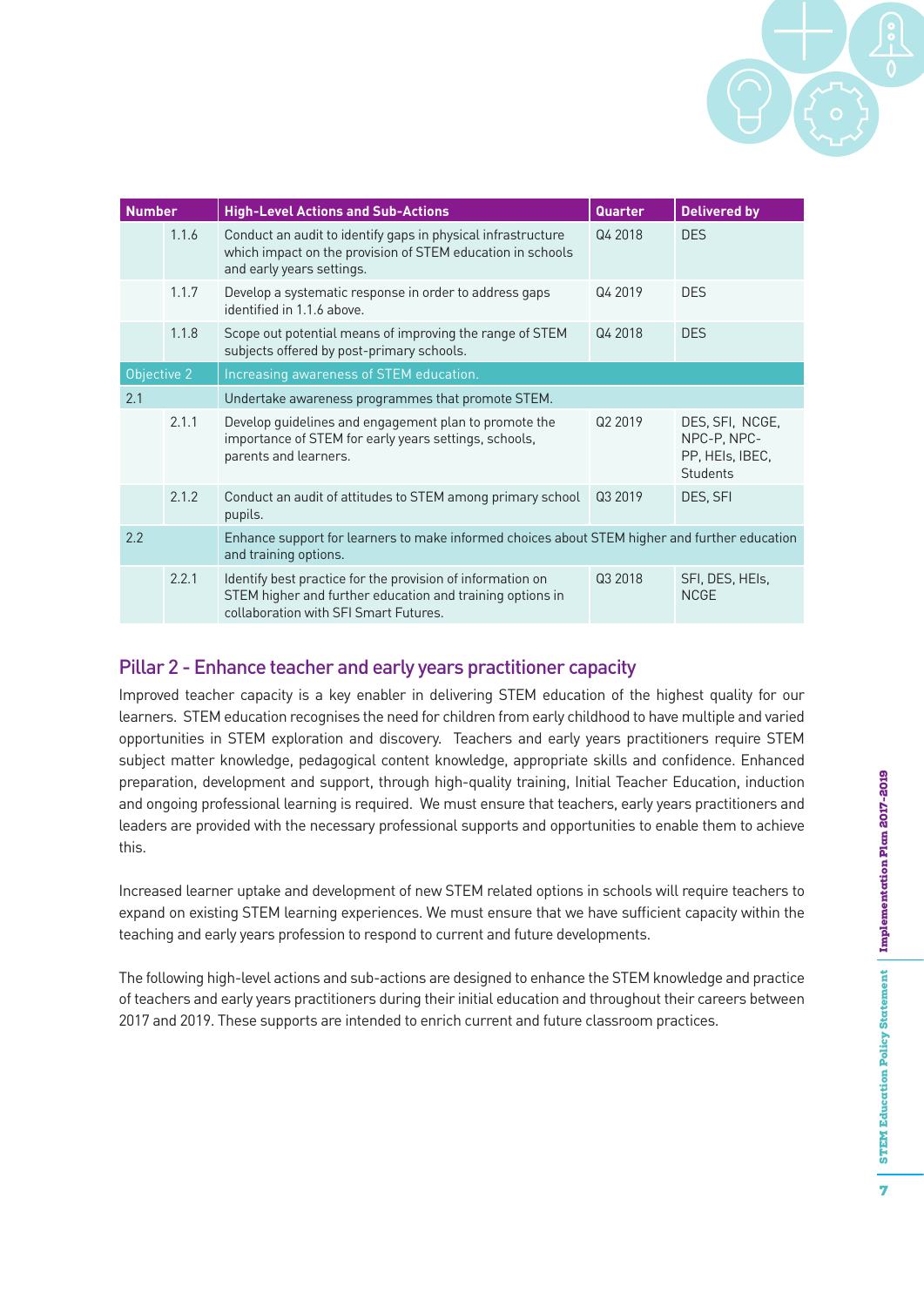| Number | | High-Level Actions and Sub-Actions | Quarter | Delivered by |
|---|---|---|---|---|
| | 1.1.6 | Conduct an audit to identify gaps in physical infrastructure which impact on the provision of STEM education in schools and early years settings. | Q4 2018 | DES |
| | 1.1.7 | Develop a systematic response in order to address gaps identified in 1.1.6 above. | Q4 2019 | DES |
| | 1.1.8 | Scope out potential means of improving the range of STEM subjects offered by post-primary schools. | Q4 2018 | DES |
| Objective 2 | | Increasing awareness of STEM education. | | |
| 2.1 | | Undertake awareness programmes that promote STEM. | | |
| | 2.1.1 | Develop guidelines and engagement plan to promote the importance of STEM for early years settings, schools, parents and learners. | Q2 2019 | DES, SFI, NCGE, NPC-P, NPC-PP, HEIs, IBEC, Students |
| | 2.1.2 | Conduct an audit of attitudes to STEM among primary school pupils. | Q3 2019 | DES, SFI |
| 2.2 | | Enhance support for learners to make informed choices about STEM higher and further education and training options. | | |
| | 2.2.1 | Identify best practice for the provision of information on STEM higher and further education and training options in collaboration with SFI Smart Futures. | Q3 2018 | SFI, DES, HEIs, NCGE |

## Pillar 2 - Enhance teacher and early years practitioner capacity

Improved teacher capacity is a key enabler in delivering STEM education of the highest quality for our learners. STEM education recognises the need for children from early childhood to have multiple and varied opportunities in STEM exploration and discovery. Teachers and early years practitioners require STEM subject matter knowledge, pedagogical content knowledge, appropriate skills and confidence. Enhanced preparation, development and support, through high-quality training, Initial Teacher Education, induction and ongoing professional learning is required. We must ensure that teachers, early years practitioners and leaders are provided with the necessary professional supports and opportunities to enable them to achieve this.

Increased learner uptake and development of new STEM related options in schools will require teachers to expand on existing STEM learning experiences. We must ensure that we have sufficient capacity within the teaching and early years profession to respond to current and future developments.

The following high-level actions and sub-actions are designed to enhance the STEM knowledge and practice of teachers and early years practitioners during their initial education and throughout their careers between 2017 and 2019. These supports are intended to enrich current and future classroom practices.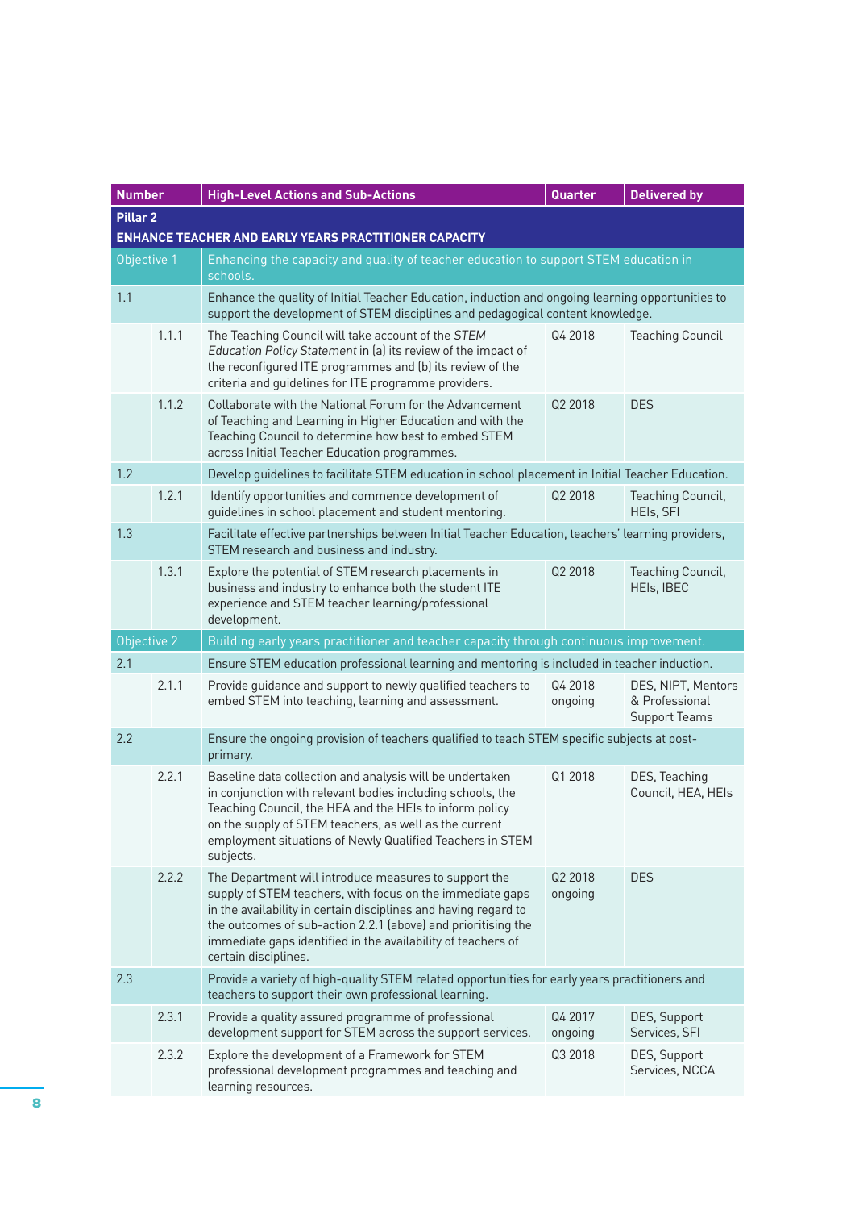| Number | | High-Level Actions and Sub-Actions | Quarter | Delivered by |
|---|---|---|---|---|
| **Pillar 2** | | | | |
| **ENHANCE TEACHER AND EARLY YEARS PRACTITIONER CAPACITY** | | | | |
| Objective 1 | | Enhancing the capacity and quality of teacher education to support STEM education in schools. | | |
| 1.1 | | Enhance the quality of Initial Teacher Education, induction and ongoing learning opportunities to support the development of STEM disciplines and pedagogical content knowledge. | | |
| | 1.1.1 | The Teaching Council will take account of the *STEM Education Policy Statement* in (a) its review of the impact of the reconfigured ITE programmes and (b) its review of the criteria and guidelines for ITE programme providers. | Q4 2018 | Teaching Council |
| | 1.1.2 | Collaborate with the National Forum for the Advancement of Teaching and Learning in Higher Education and with the Teaching Council to determine how best to embed STEM across Initial Teacher Education programmes. | Q2 2018 | DES |
| 1.2 | | Develop guidelines to facilitate STEM education in school placement in Initial Teacher Education. | | |
| | 1.2.1 | Identify opportunities and commence development of guidelines in school placement and student mentoring. | Q2 2018 | Teaching Council, HEIs, SFI |
| 1.3 | | Facilitate effective partnerships between Initial Teacher Education, teachers' learning providers, STEM research and business and industry. | | |
| | 1.3.1 | Explore the potential of STEM research placements in business and industry to enhance both the student ITE experience and STEM teacher learning/professional development. | Q2 2018 | Teaching Council, HEIs, IBEC |
| Objective 2 | | Building early years practitioner and teacher capacity through continuous improvement. | | |
| 2.1 | | Ensure STEM education professional learning and mentoring is included in teacher induction. | | |
| | 2.1.1 | Provide guidance and support to newly qualified teachers to embed STEM into teaching, learning and assessment. | Q4 2018 ongoing | DES, NIPT, Mentors & Professional Support Teams |
| 2.2 | | Ensure the ongoing provision of teachers qualified to teach STEM specific subjects at post-primary. | | |
| | 2.2.1 | Baseline data collection and analysis will be undertaken in conjunction with relevant bodies including schools, the Teaching Council, the HEA and the HEIs to inform policy on the supply of STEM teachers, as well as the current employment situations of Newly Qualified Teachers in STEM subjects. | Q1 2018 | DES, Teaching Council, HEA, HEIs |
| | 2.2.2 | The Department will introduce measures to support the supply of STEM teachers, with focus on the immediate gaps in the availability in certain disciplines and having regard to the outcomes of sub-action 2.2.1 (above) and prioritising the immediate gaps identified in the availability of teachers of certain disciplines. | Q2 2018 ongoing | DES |
| 2.3 | | Provide a variety of high-quality STEM related opportunities for early years practitioners and teachers to support their own professional learning. | | |
| | 2.3.1 | Provide a quality assured programme of professional development support for STEM across the support services. | Q4 2017 ongoing | DES, Support Services, SFI |
| | 2.3.2 | Explore the development of a Framework for STEM professional development programmes and teaching and learning resources. | Q3 2018 | DES, Support Services, NCCA |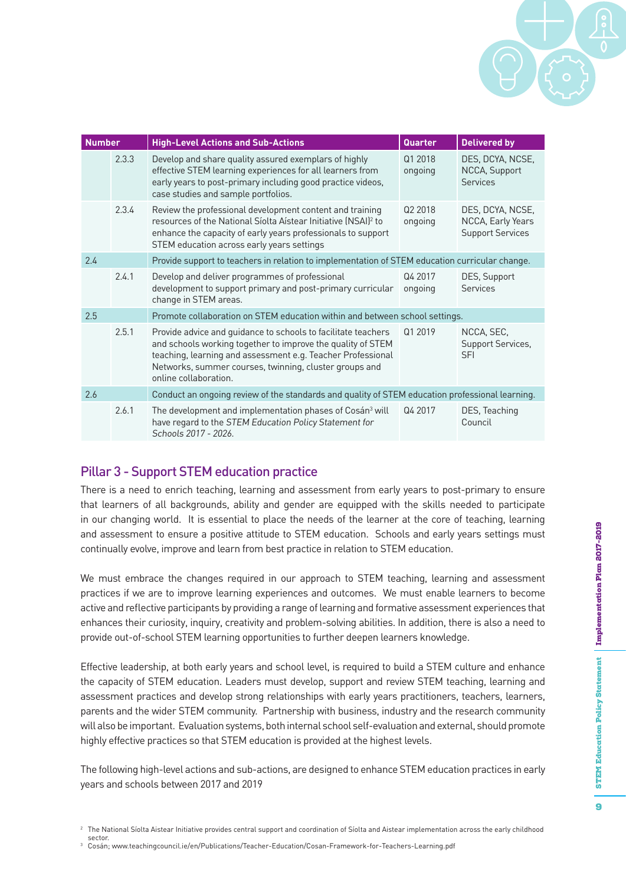| Number | | High-Level Actions and Sub-Actions | Quarter | Delivered by |
|---|---|---|---|---|
| | 2.3.3 | Develop and share quality assured exemplars of highly effective STEM learning experiences for all learners from early years to post-primary including good practice videos, case studies and sample portfolios. | Q1 2018 ongoing | DES, DCYA, NCSE, NCCA, Support Services |
| | 2.3.4 | Review the professional development content and training resources of the National Síolta Aístear Initiative (NSAI)[2] to enhance the capacity of early years professionals to support STEM education across early years settings | Q2 2018 ongoing | DES, DCYA, NCSE, NCCA, Early Years Support Services |
| 2.4 | | Provide support to teachers in relation to implementation of STEM education curricular change. | | |
| | 2.4.1 | Develop and deliver programmes of professional development to support primary and post-primary curricular change in STEM areas. | Q4 2017 ongoing | DES, Support Services |
| 2.5 | | Promote collaboration on STEM education within and between school settings. | | |
| | 2.5.1 | Provide advice and guidance to schools to facilitate teachers and schools working together to improve the quality of STEM teaching, learning and assessment e.g. Teacher Professional Networks, summer courses, twinning, cluster groups and online collaboration. | Q1 2019 | NCCA, SEC, Support Services, SFI |
| 2.6 | | Conduct an ongoing review of the standards and quality of STEM education professional learning. | | |
| | 2.6.1 | The development and implementation phases of Cosán[3] will have regard to the *STEM Education Policy Statement for Schools 2017 - 2026.* | Q4 2017 | DES, Teaching Council |

## Pillar 3 - Support STEM education practice

There is a need to enrich teaching, learning and assessment from early years to post-primary to ensure that learners of all backgrounds, ability and gender are equipped with the skills needed to participate in our changing world. It is essential to place the needs of the learner at the core of teaching, learning and assessment to ensure a positive attitude to STEM education. Schools and early years settings must continually evolve, improve and learn from best practice in relation to STEM education.

We must embrace the changes required in our approach to STEM teaching, learning and assessment practices if we are to improve learning experiences and outcomes. We must enable learners to become active and reflective participants by providing a range of learning and formative assessment experiences that enhances their curiosity, inquiry, creativity and problem-solving abilities. In addition, there is also a need to provide out-of-school STEM learning opportunities to further deepen learners knowledge.

Effective leadership, at both early years and school level, is required to build a STEM culture and enhance the capacity of STEM education. Leaders must develop, support and review STEM teaching, learning and assessment practices and develop strong relationships with early years practitioners, teachers, learners, parents and the wider STEM community. Partnership with business, industry and the research community will also be important. Evaluation systems, both internal school self-evaluation and external, should promote highly effective practices so that STEM education is provided at the highest levels.

The following high-level actions and sub-actions, are designed to enhance STEM education practices in early years and schools between 2017 and 2019

[2] The National Síolta Aístear Initiative provides central support and coordination of Síolta and Aístear implementation across the early childhood sector.

[3] Cosán; www.teachingcouncil.ie/en/Publications/Teacher-Education/Cosan-Framework-for-Teachers-Learning.pdf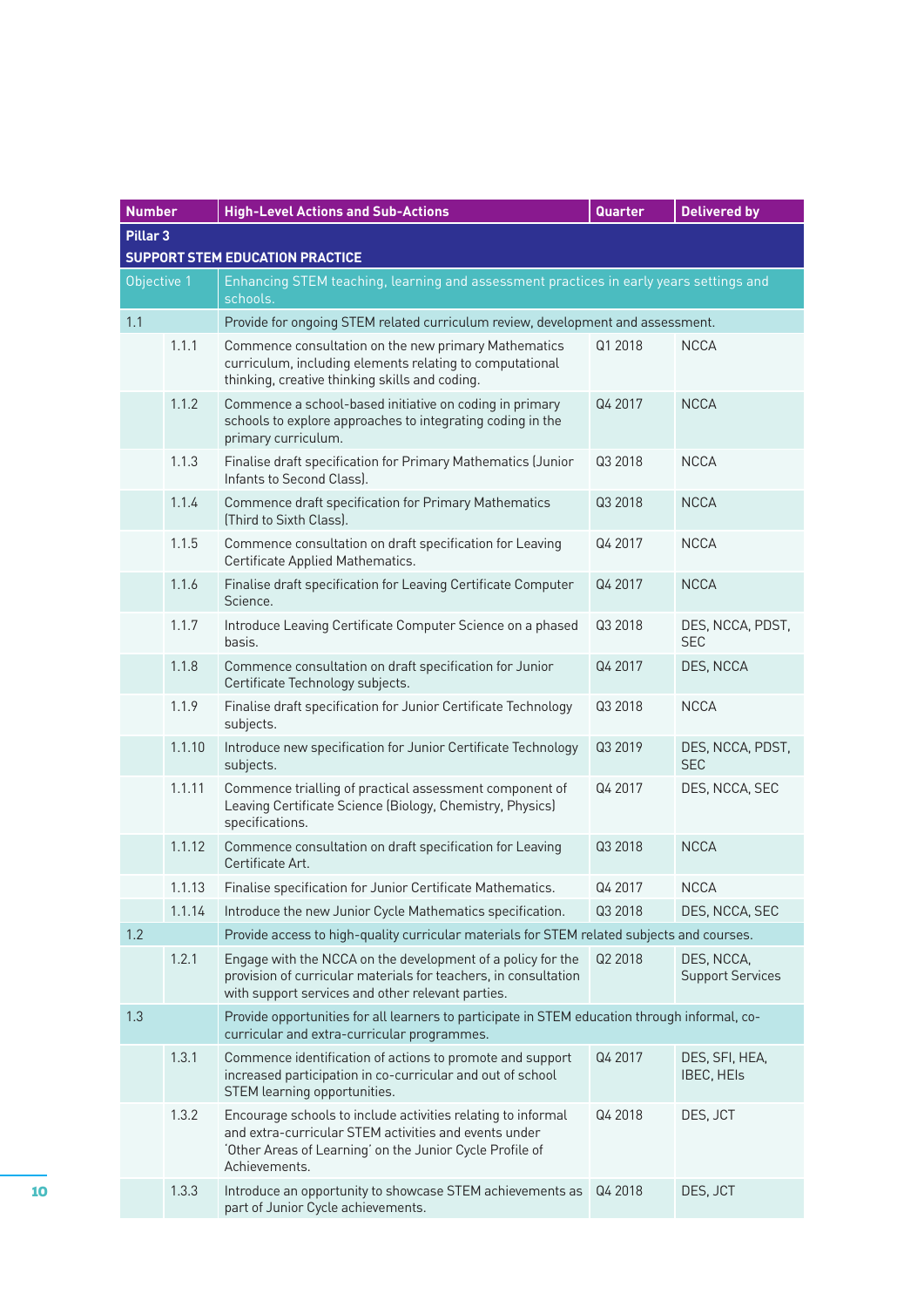| Number | | High-Level Actions and Sub-Actions | Quarter | Delivered by |
|---|---|---|---|---|
| **Pillar 3** **SUPPORT STEM EDUCATION PRACTICE** | | | | |
| Objective 1 | | Enhancing STEM teaching, learning and assessment practices in early years settings and schools. | | |
| 1.1 | | Provide for ongoing STEM related curriculum review, development and assessment. | | |
| | 1.1.1 | Commence consultation on the new primary Mathematics curriculum, including elements relating to computational thinking, creative thinking skills and coding. | Q1 2018 | NCCA |
| | 1.1.2 | Commence a school-based initiative on coding in primary schools to explore approaches to integrating coding in the primary curriculum. | Q4 2017 | NCCA |
| | 1.1.3 | Finalise draft specification for Primary Mathematics (Junior Infants to Second Class). | Q3 2018 | NCCA |
| | 1.1.4 | Commence draft specification for Primary Mathematics (Third to Sixth Class). | Q3 2018 | NCCA |
| | 1.1.5 | Commence consultation on draft specification for Leaving Certificate Applied Mathematics. | Q4 2017 | NCCA |
| | 1.1.6 | Finalise draft specification for Leaving Certificate Computer Science. | Q4 2017 | NCCA |
| | 1.1.7 | Introduce Leaving Certificate Computer Science on a phased basis. | Q3 2018 | DES, NCCA, PDST, SEC |
| | 1.1.8 | Commence consultation on draft specification for Junior Certificate Technology subjects. | Q4 2017 | DES, NCCA |
| | 1.1.9 | Finalise draft specification for Junior Certificate Technology subjects. | Q3 2018 | NCCA |
| | 1.1.10 | Introduce new specification for Junior Certificate Technology subjects. | Q3 2019 | DES, NCCA, PDST, SEC |
| | 1.1.11 | Commence trialling of practical assessment component of Leaving Certificate Science (Biology, Chemistry, Physics) specifications. | Q4 2017 | DES, NCCA, SEC |
| | 1.1.12 | Commence consultation on draft specification for Leaving Certificate Art. | Q3 2018 | NCCA |
| | 1.1.13 | Finalise specification for Junior Certificate Mathematics. | Q4 2017 | NCCA |
| | 1.1.14 | Introduce the new Junior Cycle Mathematics specification. | Q3 2018 | DES, NCCA, SEC |
| 1.2 | | Provide access to high-quality curricular materials for STEM related subjects and courses. | | |
| | 1.2.1 | Engage with the NCCA on the development of a policy for the provision of curricular materials for teachers, in consultation with support services and other relevant parties. | Q2 2018 | DES, NCCA, Support Services |
| 1.3 | | Provide opportunities for all learners to participate in STEM education through informal, co-curricular and extra-curricular programmes. | | |
| | 1.3.1 | Commence identification of actions to promote and support increased participation in co-curricular and out of school STEM learning opportunities. | Q4 2017 | DES, SFI, HEA, IBEC, HEIs |
| | 1.3.2 | Encourage schools to include activities relating to informal and extra-curricular STEM activities and events under 'Other Areas of Learning' on the Junior Cycle Profile of Achievements. | Q4 2018 | DES, JCT |
| | 1.3.3 | Introduce an opportunity to showcase STEM achievements as part of Junior Cycle achievements. | Q4 2018 | DES, JCT |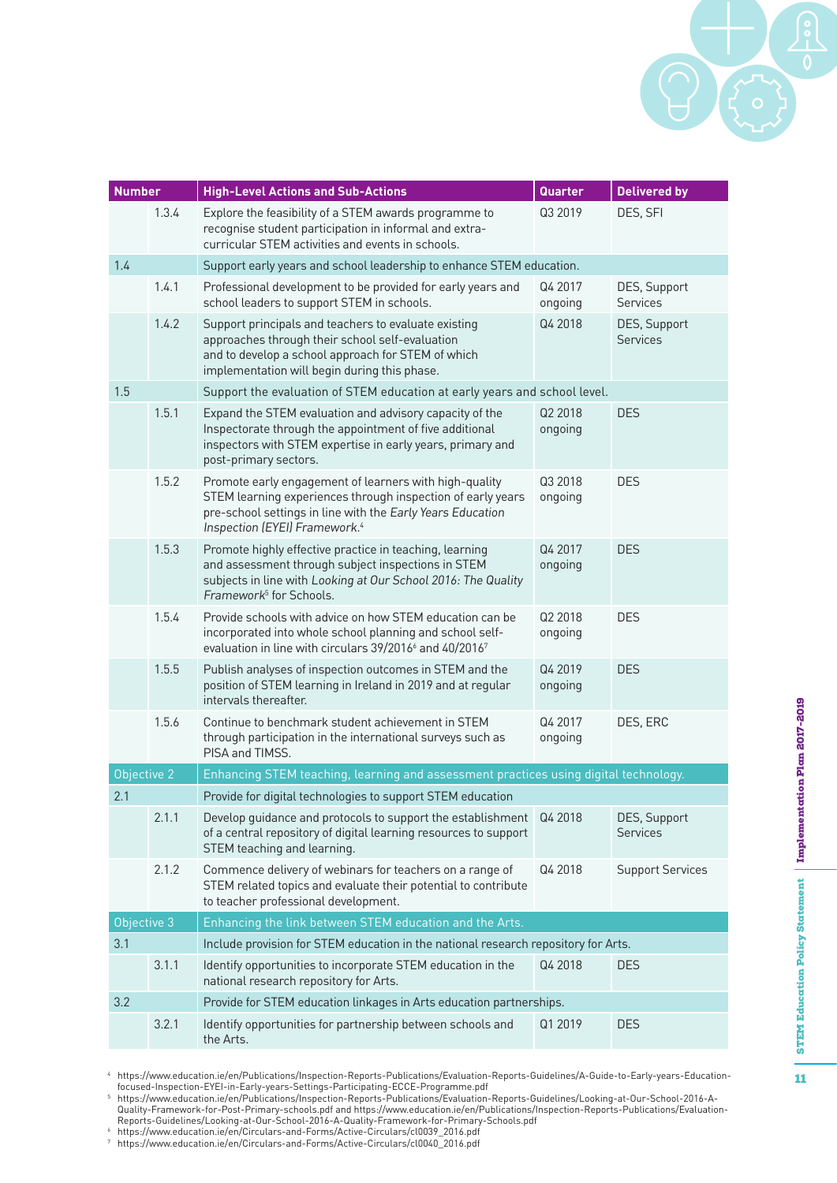| Number | | High-Level Actions and Sub-Actions | Quarter | Delivered by |
|---|---|---|---|---|
| | 1.3.4 | Explore the feasibility of a STEM awards programme to recognise student participation in informal and extra-curricular STEM activities and events in schools. | Q3 2019 | DES, SFI |
| 1.4 | | Support early years and school leadership to enhance STEM education. | | |
| | 1.4.1 | Professional development to be provided for early years and school leaders to support STEM in schools. | Q4 2017 ongoing | DES, Support Services |
| | 1.4.2 | Support principals and teachers to evaluate existing approaches through their school self-evaluation and to develop a school approach for STEM of which implementation will begin during this phase. | Q4 2018 | DES, Support Services |
| 1.5 | | Support the evaluation of STEM education at early years and school level. | | |
| | 1.5.1 | Expand the STEM evaluation and advisory capacity of the Inspectorate through the appointment of five additional inspectors with STEM expertise in early years, primary and post-primary sectors. | Q2 2018 ongoing | DES |
| | 1.5.2 | Promote early engagement of learners with high-quality STEM learning experiences through inspection of early years pre-school settings in line with the *Early Years Education Inspection (EYEI) Framework*.[4] | Q3 2018 ongoing | DES |
| | 1.5.3 | Promote highly effective practice in teaching, learning and assessment through subject inspections in STEM subjects in line with *Looking at Our School 2016: The Quality Framework*[5] for Schools. | Q4 2017 ongoing | DES |
| | 1.5.4 | Provide schools with advice on how STEM education can be incorporated into whole school planning and school self-evaluation in line with circulars 39/2016[6] and 40/2016[7] | Q2 2018 ongoing | DES |
| | 1.5.5 | Publish analyses of inspection outcomes in STEM and the position of STEM learning in Ireland in 2019 and at regular intervals thereafter. | Q4 2019 ongoing | DES |
| | 1.5.6 | Continue to benchmark student achievement in STEM through participation in the international surveys such as PISA and TIMSS. | Q4 2017 ongoing | DES, ERC |
| Objective 2 | | Enhancing STEM teaching, learning and assessment practices using digital technology. | | |
| 2.1 | | Provide for digital technologies to support STEM education | | |
| | 2.1.1 | Develop guidance and protocols to support the establishment of a central repository of digital learning resources to support STEM teaching and learning. | Q4 2018 | DES, Support Services |
| | 2.1.2 | Commence delivery of webinars for teachers on a range of STEM related topics and evaluate their potential to contribute to teacher professional development. | Q4 2018 | Support Services |
| Objective 3 | | Enhancing the link between STEM education and the Arts. | | |
| 3.1 | | Include provision for STEM education in the national research repository for Arts. | | |
| | 3.1.1 | Identify opportunities to incorporate STEM education in the national research repository for Arts. | Q4 2018 | DES |
| 3.2 | | Provide for STEM education linkages in Arts education partnerships. | | |
| | 3.2.1 | Identify opportunities for partnership between schools and the Arts. | Q1 2019 | DES |

[4] https://www.education.ie/en/Publications/Inspection-Reports-Publications/Evaluation-Reports-Guidelines/A-Guide-to-Early-years-Education-focused-Inspection-EYEI-in-Early-years-Settings-Participating-ECCE-Programme.pdf

[5] https://www.education.ie/en/Publications/Inspection-Reports-Publications/Evaluation-Reports-Guidelines/Looking-at-Our-School-2016-A-Quality-Framework-for-Post-Primary-schools.pdf and https://www.education.ie/en/Publications/Inspection-Reports-Publications/Evaluation-Reports-Guidelines/Looking-at-Our-School-2016-A-Quality-Framework-for-Primary-Schools.pdf

[6] https://www.education.ie/en/Circulars-and-Forms/Active-Circulars/cl0039_2016.pdf

[7] https://www.education.ie/en/Circulars-and-Forms/Active-Circulars/cl0040_2016.pdf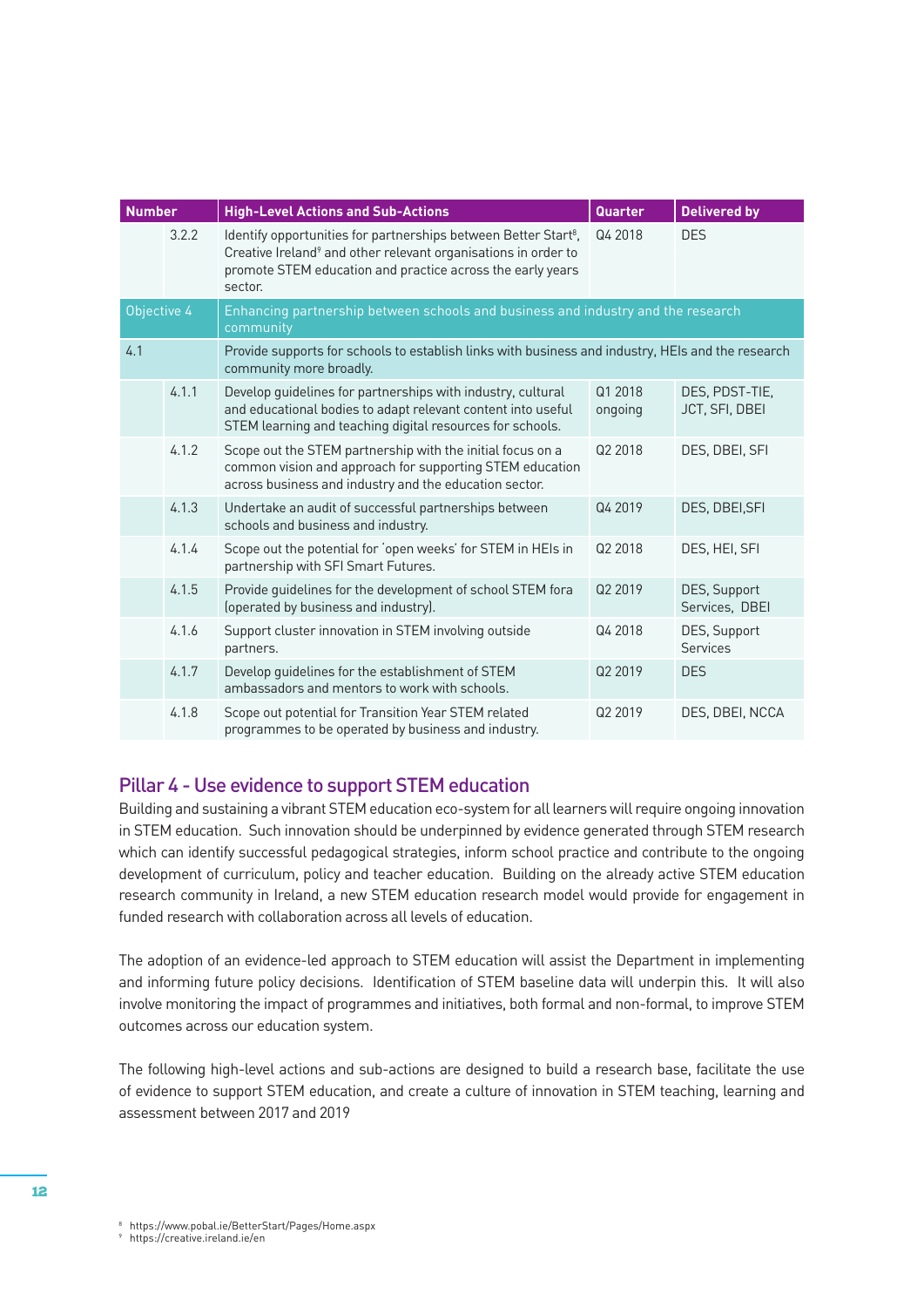| Number | | High-Level Actions and Sub-Actions | Quarter | Delivered by |
|---|---|---|---|---|
| | 3.2.2 | Identify opportunities for partnerships between Better Start[8], Creative Ireland[9] and other relevant organisations in order to promote STEM education and practice across the early years sector. | Q4 2018 | DES |
| Objective 4 | | Enhancing partnership between schools and business and industry and the research community | | |
| 4.1 | | Provide supports for schools to establish links with business and industry, HEIs and the research community more broadly. | | |
| | 4.1.1 | Develop guidelines for partnerships with industry, cultural and educational bodies to adapt relevant content into useful STEM learning and teaching digital resources for schools. | Q1 2018 ongoing | DES, PDST-TIE, JCT, SFI, DBEI |
| | 4.1.2 | Scope out the STEM partnership with the initial focus on a common vision and approach for supporting STEM education across business and industry and the education sector. | Q2 2018 | DES, DBEI, SFI |
| | 4.1.3 | Undertake an audit of successful partnerships between schools and business and industry. | Q4 2019 | DES, DBEI,SFI |
| | 4.1.4 | Scope out the potential for 'open weeks' for STEM in HEIs in partnership with SFI Smart Futures. | Q2 2018 | DES, HEI, SFI |
| | 4.1.5 | Provide guidelines for the development of school STEM fora (operated by business and industry). | Q2 2019 | DES, Support Services, DBEI |
| | 4.1.6 | Support cluster innovation in STEM involving outside partners. | Q4 2018 | DES, Support Services |
| | 4.1.7 | Develop guidelines for the establishment of STEM ambassadors and mentors to work with schools. | Q2 2019 | DES |
| | 4.1.8 | Scope out potential for Transition Year STEM related programmes to be operated by business and industry. | Q2 2019 | DES, DBEI, NCCA |

## Pillar 4 - Use evidence to support STEM education

Building and sustaining a vibrant STEM education eco-system for all learners will require ongoing innovation in STEM education. Such innovation should be underpinned by evidence generated through STEM research which can identify successful pedagogical strategies, inform school practice and contribute to the ongoing development of curriculum, policy and teacher education. Building on the already active STEM education research community in Ireland, a new STEM education research model would provide for engagement in funded research with collaboration across all levels of education.

The adoption of an evidence-led approach to STEM education will assist the Department in implementing and informing future policy decisions. Identification of STEM baseline data will underpin this. It will also involve monitoring the impact of programmes and initiatives, both formal and non-formal, to improve STEM outcomes across our education system.

The following high-level actions and sub-actions are designed to build a research base, facilitate the use of evidence to support STEM education, and create a culture of innovation in STEM teaching, learning and assessment between 2017 and 2019

[8] https://www.pobal.ie/BetterStart/Pages/Home.aspx
[9] https://creative.ireland.ie/en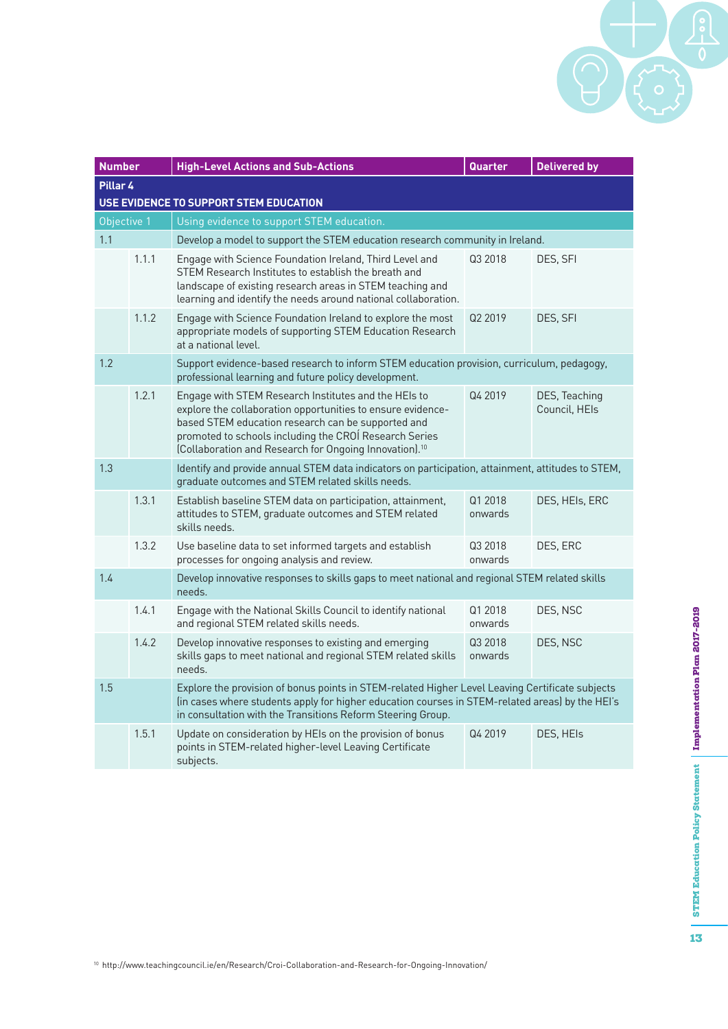| Number | | High-Level Actions and Sub-Actions | Quarter | Delivered by |
|---|---|---|---|---|
| **Pillar 4** **USE EVIDENCE TO SUPPORT STEM EDUCATION** | | | | |
| Objective 1 | | Using evidence to support STEM education. | | |
| 1.1 | | Develop a model to support the STEM education research community in Ireland. | | |
| | 1.1.1 | Engage with Science Foundation Ireland, Third Level and STEM Research Institutes to establish the breath and landscape of existing research areas in STEM teaching and learning and identify the needs around national collaboration. | Q3 2018 | DES, SFI |
| | 1.1.2 | Engage with Science Foundation Ireland to explore the most appropriate models of supporting STEM Education Research at a national level. | Q2 2019 | DES, SFI |
| 1.2 | | Support evidence-based research to inform STEM education provision, curriculum, pedagogy, professional learning and future policy development. | | |
| | 1.2.1 | Engage with STEM Research Institutes and the HEIs to explore the collaboration opportunities to ensure evidence-based STEM education research can be supported and promoted to schools including the CROÍ Research Series (Collaboration and Research for Ongoing Innovation).[10] | Q4 2019 | DES, Teaching Council, HEIs |
| 1.3 | | Identify and provide annual STEM data indicators on participation, attainment, attitudes to STEM, graduate outcomes and STEM related skills needs. | | |
| | 1.3.1 | Establish baseline STEM data on participation, attainment, attitudes to STEM, graduate outcomes and STEM related skills needs. | Q1 2018 onwards | DES, HEIs, ERC |
| | 1.3.2 | Use baseline data to set informed targets and establish processes for ongoing analysis and review. | Q3 2018 onwards | DES, ERC |
| 1.4 | | Develop innovative responses to skills gaps to meet national and regional STEM related skills needs. | | |
| | 1.4.1 | Engage with the National Skills Council to identify national and regional STEM related skills needs. | Q1 2018 onwards | DES, NSC |
| | 1.4.2 | Develop innovative responses to existing and emerging skills gaps to meet national and regional STEM related skills needs. | Q3 2018 onwards | DES, NSC |
| 1.5 | | Explore the provision of bonus points in STEM-related Higher Level Leaving Certificate subjects (in cases where students apply for higher education courses in STEM-related areas) by the HEI's in consultation with the Transitions Reform Steering Group. | | |
| | 1.5.1 | Update on consideration by HEIs on the provision of bonus points in STEM-related higher-level Leaving Certificate subjects. | Q4 2019 | DES, HEIs |

[10] http://www.teachingcouncil.ie/en/Research/Croi-Collaboration-and-Research-for-Ongoing-Innovation/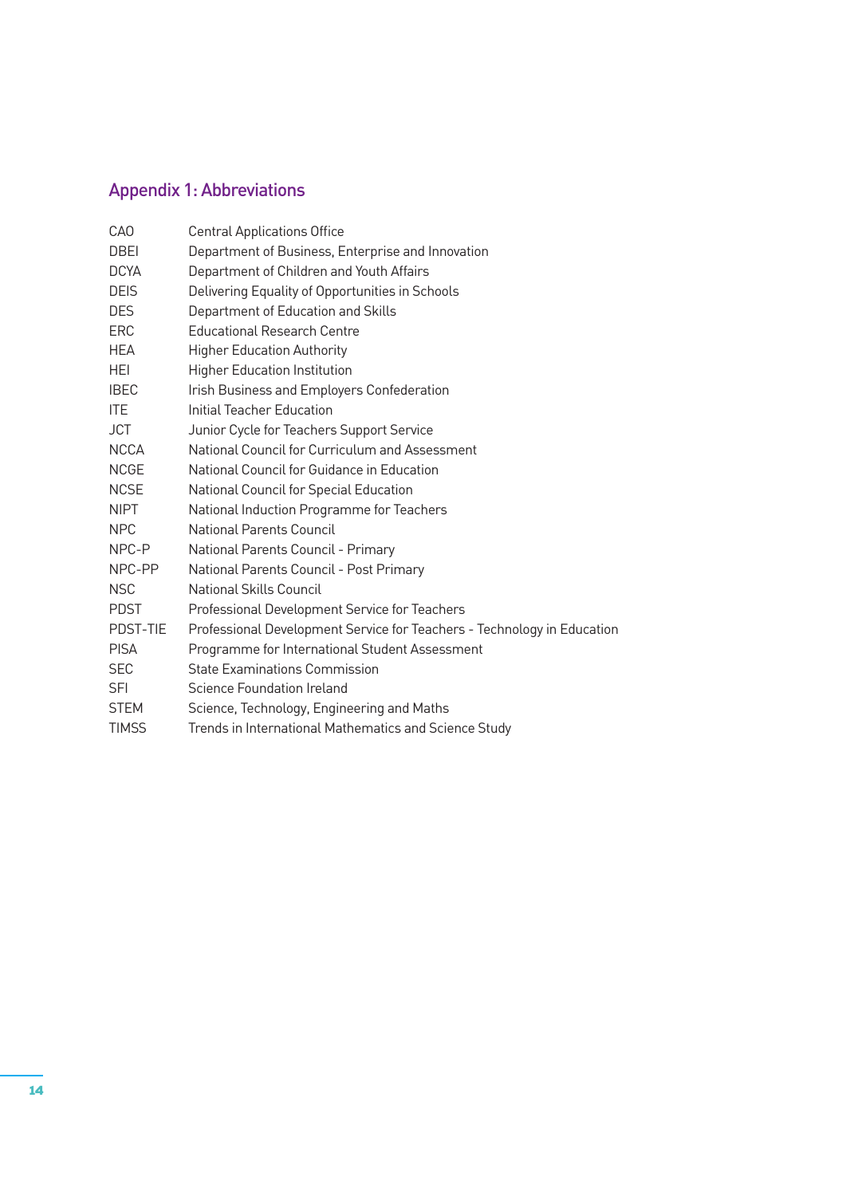## Appendix 1: Abbreviations

| | |
|---|---|
| CAO | Central Applications Office |
| DBEI | Department of Business, Enterprise and Innovation |
| DCYA | Department of Children and Youth Affairs |
| DEIS | Delivering Equality of Opportunities in Schools |
| DES | Department of Education and Skills |
| ERC | Educational Research Centre |
| HEA | Higher Education Authority |
| HEI | Higher Education Institution |
| IBEC | Irish Business and Employers Confederation |
| ITE | Initial Teacher Education |
| JCT | Junior Cycle for Teachers Support Service |
| NCCA | National Council for Curriculum and Assessment |
| NCGE | National Council for Guidance in Education |
| NCSE | National Council for Special Education |
| NIPT | National Induction Programme for Teachers |
| NPC | National Parents Council |
| NPC-P | National Parents Council - Primary |
| NPC-PP | National Parents Council - Post Primary |
| NSC | National Skills Council |
| PDST | Professional Development Service for Teachers |
| PDST-TIE | Professional Development Service for Teachers - Technology in Education |
| PISA | Programme for International Student Assessment |
| SEC | State Examinations Commission |
| SFI | Science Foundation Ireland |
| STEM | Science, Technology, Engineering and Maths |
| TIMSS | Trends in International Mathematics and Science Study |